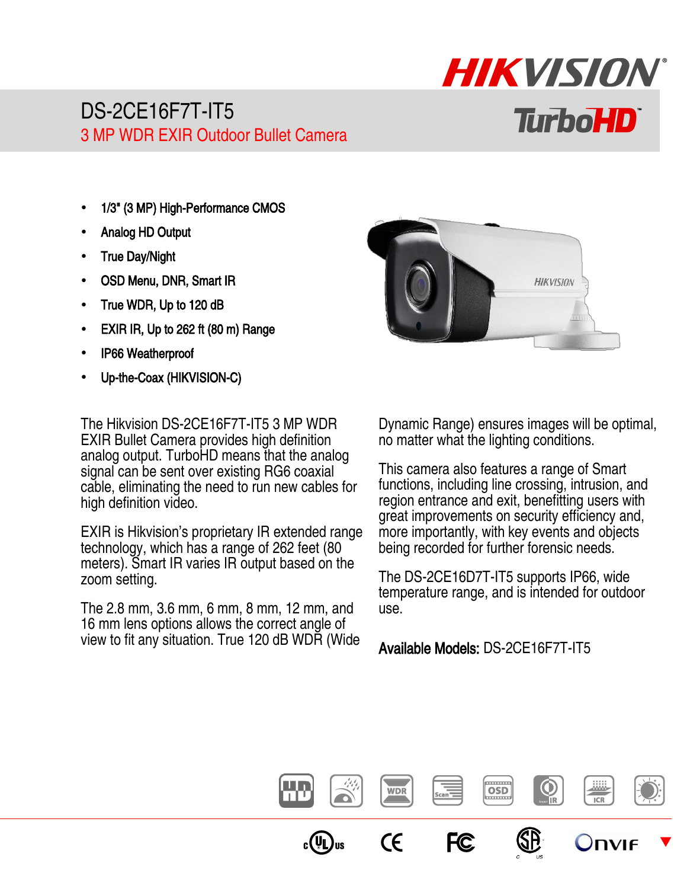# DS-2CE16F7T-IT5

## 3 MP WDR EXIR Outdoor Bullet Camera

- 1/3" (3 MP) High-Performance CMOS
- Analog HD Output
- True Day/Night
- OSD Menu, DNR, Smart IR
- True WDR, Up to 120 dB
- EXIR IR, Up to 262 ft (80 m) Range
- IP66 Weatherproof
- Up-the-Coax (HIKVISION-C)

The Hikvision DS-2CE16F7T-IT5 3 MP WDR EXIR Bullet Camera provides high definition analog output. TurboHD means that the analog signal can be sent over existing RG6 coaxial cable, eliminating the need to run new cables for high definition video.

EXIR is Hikvision's proprietary IR extended range technology, which has a range of 262 feet (80 meters). Smart IR varies IR output based on the zoom setting.

The 2.8 mm, 3.6 mm, 6 mm, 8 mm, 12 mm, and 16 mm lens options allows the correct angle of view to fit any situation. True 120 dB WDR (Wide Dynamic Range) ensures images will be optimal, no matter what the lighting conditions.

This camera also features a range of Smart functions, including line crossing, intrusion, and region entrance and exit, benefitting users with great improvements on security efficiency and, more importantly, with key events and objects being recorded for further forensic needs.

The DS-2CE16D7T-IT5 supports IP66, wide temperature range, and is intended for outdoor use.

**Available Models:** DS-2CE16F7T-IT5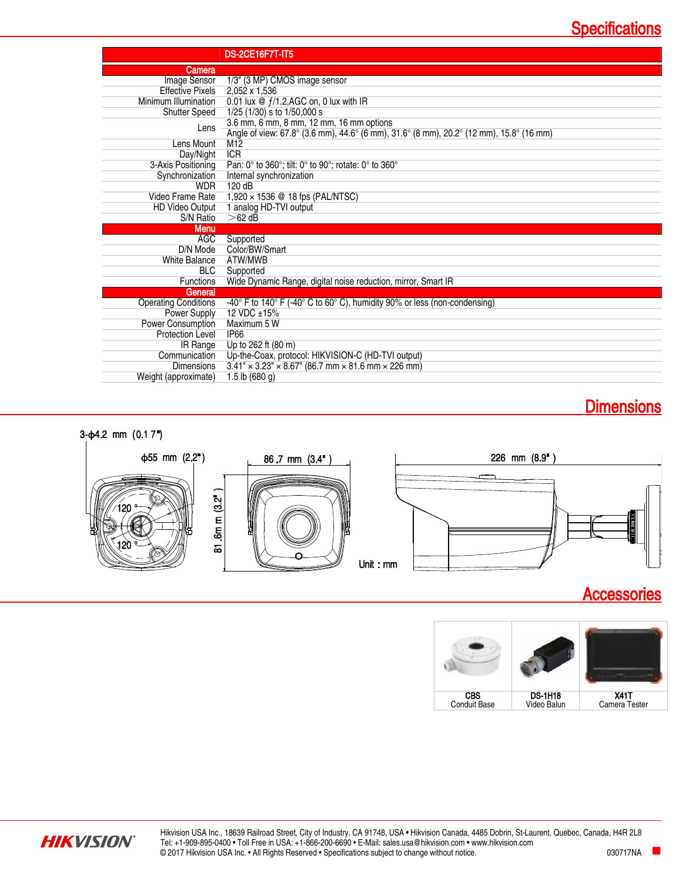## Specifications

| | DS-2CE16F7T-IT5 |
|---|---|
| **Camera** | |
| Image Sensor | 1/3" (3 MP) CMOS image sensor |
| Effective Pixels | 2,052 x 1,536 |
| Minimum Illumination | 0.01 lux @ ƒ/1.2,AGC on, 0 lux with IR |
| Shutter Speed | 1/25 (1/30) s to 1/50,000 s |
| Lens | 3.6 mm, 6 mm, 8 mm, 12 mm, 16 mm options<br>Angle of view: 67.8° (3.6 mm), 44.6° (6 mm), 31.6° (8 mm), 20.2° (12 mm), 15.8° (16 mm) |
| Lens Mount | M12 |
| Day/Night | ICR |
| 3-Axis Positioning | Pan: 0° to 360°; tilt: 0° to 90°; rotate: 0° to 360° |
| Synchronization | Internal synchronization |
| WDR | 120 dB |
| Video Frame Rate | 1,920 × 1536 @ 18 fps (PAL/NTSC) |
| HD Video Output | 1 analog HD-TVI output |
| S/N Ratio | ＞62 dB |
| **Menu** | |
| AGC | Supported |
| D/N Mode | Color/BW/Smart |
| White Balance | ATW/MWB |
| BLC | Supported |
| Functions | Wide Dynamic Range, digital noise reduction, mirror, Smart IR |
| **General** | |
| Operating Conditions | -40° F to 140° F (-40° C to 60° C), humidity 90% or less (non-condensing) |
| Power Supply | 12 VDC ±15% |
| Power Consumption | Maximum 5 W |
| Protection Level | IP66 |
| IR Range | Up to 262 ft (80 m) |
| Communication | Up-the-Coax, protocol: HIKVISION-C (HD-TVI output) |
| Dimensions | 3.41" × 3.23" × 8.67" (86.7 mm × 81.6 mm × 226 mm) |
| Weight (approximate) | 1.5 lb (680 g) |

## Dimensions

3-ϕ4.2 mm (0.17")

ϕ55 mm (2.2")

120°

120°

81.6 mm (3.2")

86.7 mm (3.4")

226 mm (8.9")

Unit : mm

## Accessories

| CBS | DS-1H18 | X41T |
|---|---|---|
| Conduit Base | Video Balun | Camera Tester |

HIKVISION

Hikvision USA Inc., 18639 Railroad Street, City of Industry, CA 91748, USA • Hikvision Canada, 4485 Dobrin, St-Laurent, Quebec, Canada, H4R 2L8
Tel: +1-909-895-0400 • Toll Free in USA: +1-866-200-6690 • E-Mail: sales.usa@hikvision.com • www.hikvision.com
© 2017 Hikvision USA Inc. • All Rights Reserved • Specifications subject to change without notice.

030717NA